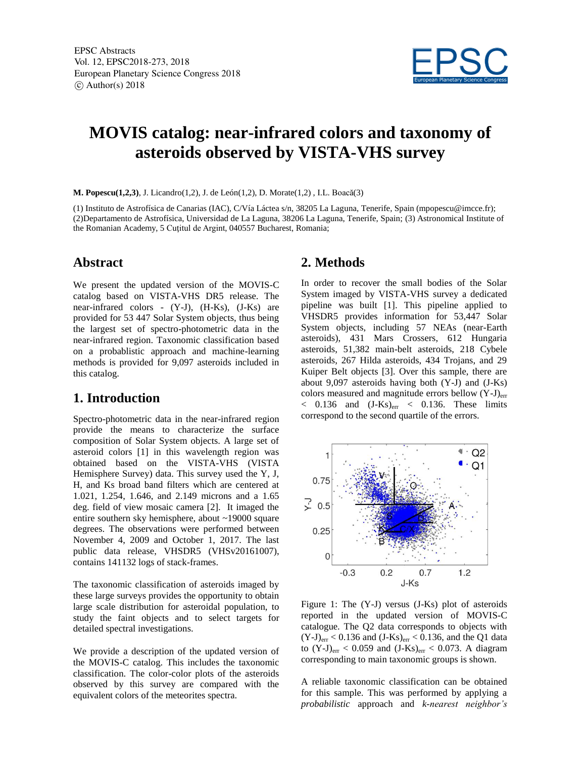EPSC Abstracts
Vol. 12, EPSC2018-273, 2018
European Planetary Science Congress 2018
© Author(s) 2018

# MOVIS catalog: near-infrared colors and taxonomy of asteroids observed by VISTA-VHS survey

**M. Popescu(1,2,3)**, J. Licandro(1,2), J. de León(1,2), D. Morate(1,2) , I.L. Boacă(3)

(1) Instituto de Astrofísica de Canarias (IAC), C/Vía Láctea s/n, 38205 La Laguna, Tenerife, Spain (mpopescu@imcce.fr); (2)Departamento de Astrofísica, Universidad de La Laguna, 38206 La Laguna, Tenerife, Spain; (3) Astronomical Institute of the Romanian Academy, 5 Cuțitul de Argint, 040557 Bucharest, Romania;

## Abstract

We present the updated version of the MOVIS-C catalog based on VISTA-VHS DR5 release. The near-infrared colors - (Y-J), (H-Ks), (J-Ks) are provided for 53 447 Solar System objects, thus being the largest set of spectro-photometric data in the near-infrared region. Taxonomic classification based on a probablistic approach and machine-learning methods is provided for 9,097 asteroids included in this catalog.

## 1. Introduction

Spectro-photometric data in the near-infrared region provide the means to characterize the surface composition of Solar System objects. A large set of asteroid colors [1] in this wavelength region was obtained based on the VISTA-VHS (VISTA Hemisphere Survey) data. This survey used the Y, J, H, and Ks broad band filters which are centered at 1.021, 1.254, 1.646, and 2.149 microns and a 1.65 deg. field of view mosaic camera [2]. It imaged the entire southern sky hemisphere, about ~19000 square degrees. The observations were performed between November 4, 2009 and October 1, 2017. The last public data release, VHSDR5 (VHSv20161007), contains 141132 logs of stack-frames.

The taxonomic classification of asteroids imaged by these large surveys provides the opportunity to obtain large scale distribution for asteroidal population, to study the faint objects and to select targets for detailed spectral investigations.

We provide a description of the updated version of the MOVIS-C catalog. This includes the taxonomic classification. The color-color plots of the asteroids observed by this survey are compared with the equivalent colors of the meteorites spectra.

## 2. Methods

In order to recover the small bodies of the Solar System imaged by VISTA-VHS survey a dedicated pipeline was built [1]. This pipeline applied to VHSDR5 provides information for 53,447 Solar System objects, including 57 NEAs (near-Earth asteroids), 431 Mars Crossers, 612 Hungaria asteroids, 51,382 main-belt asteroids, 218 Cybele asteroids, 267 Hilda asteroids, 434 Trojans, and 29 Kuiper Belt objects [3]. Over this sample, there are about 9,097 asteroids having both (Y-J) and (J-Ks) colors measured and magnitude errors bellow $(Y\text{-}J)_{err} < 0.136$ and $(J\text{-}Ks)_{err} < 0.136$. These limits correspond to the second quartile of the errors.

Figure 1: The (Y-J) versus (J-Ks) plot of asteroids reported in the updated version of MOVIS-C catalogue. The Q2 data corresponds to objects with $(Y\text{-}J)_{err} < 0.136$ and $(J\text{-}Ks)_{err} < 0.136$, and the Q1 data to $(Y\text{-}J)_{err} < 0.059$ and $(J\text{-}Ks)_{err} < 0.073$. A diagram corresponding to main taxonomic groups is shown.

A reliable taxonomic classification can be obtained for this sample. This was performed by applying a *probabilistic* approach and *k-nearest neighbor's*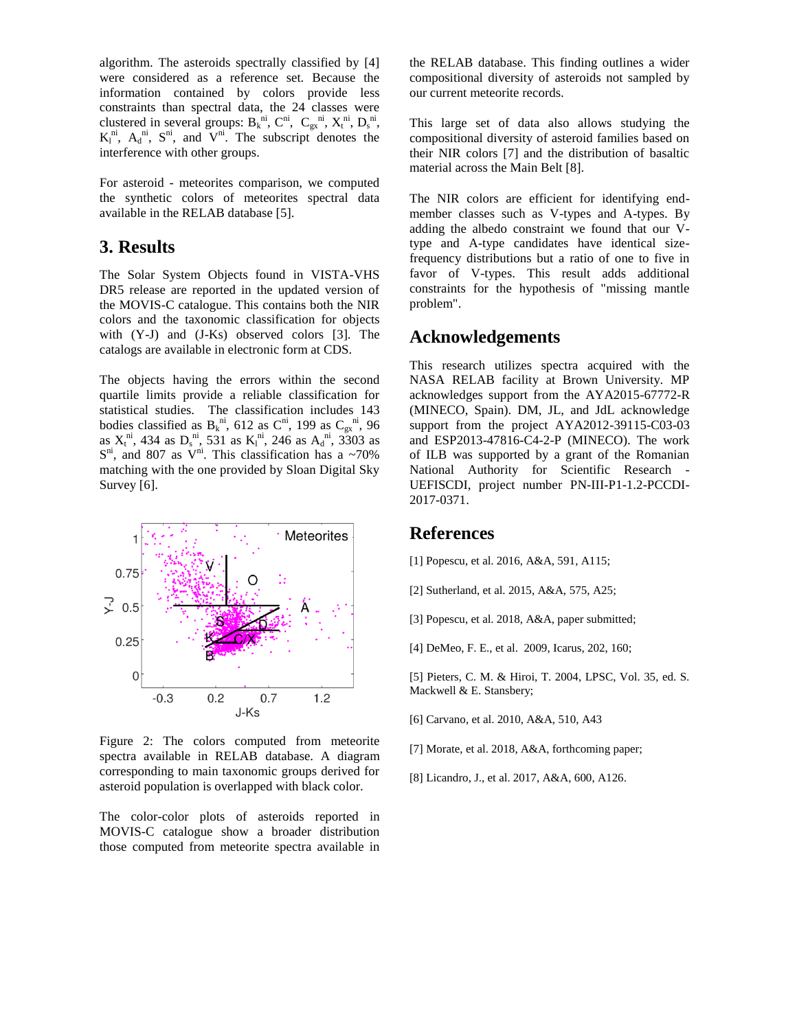algorithm. The asteroids spectrally classified by [4] were considered as a reference set. Because the information contained by colors provide less constraints than spectral data, the 24 classes were clustered in several groups: $B_k^{ni}$, $C^{ni}$, $C_{gx}^{ni}$, $X_t^{ni}$, $D_s^{ni}$, $K_l^{ni}$, $A_d^{ni}$, $S^{ni}$, and $V^{ni}$. The subscript denotes the interference with other groups.

For asteroid - meteorites comparison, we computed the synthetic colors of meteorites spectral data available in the RELAB database [5].

## 3. Results

The Solar System Objects found in VISTA-VHS DR5 release are reported in the updated version of the MOVIS-C catalogue. This contains both the NIR colors and the taxonomic classification for objects with (Y-J) and (J-Ks) observed colors [3]. The catalogs are available in electronic form at CDS.

The objects having the errors within the second quartile limits provide a reliable classification for statistical studies. The classification includes 143 bodies classified as $B_k^{ni}$, 612 as $C^{ni}$, 199 as $C_{gx}^{ni}$, 96 as $X_t^{ni}$, 434 as $D_s^{ni}$, 531 as $K_l^{ni}$, 246 as $A_d^{ni}$, 3303 as $S^{ni}$, and 807 as $V^{ni}$. This classification has a ~70% matching with the one provided by Sloan Digital Sky Survey [6].

Meteorites

V
O
A
S
D
K
C/X
B

1
0.75
0.5
0.25
0
Y-J

-0.3
0.2
0.7
1.2
J-Ks

Figure 2: The colors computed from meteorite spectra available in RELAB database. A diagram corresponding to main taxonomic groups derived for asteroid population is overlapped with black color.

The color-color plots of asteroids reported in MOVIS-C catalogue show a broader distribution those computed from meteorite spectra available in the RELAB database. This finding outlines a wider compositional diversity of asteroids not sampled by our current meteorite records.

This large set of data also allows studying the compositional diversity of asteroid families based on their NIR colors [7] and the distribution of basaltic material across the Main Belt [8].

The NIR colors are efficient for identifying end-member classes such as V-types and A-types. By adding the albedo constraint we found that our V-type and A-type candidates have identical size-frequency distributions but a ratio of one to five in favor of V-types. This result adds additional constraints for the hypothesis of "missing mantle problem".

## Acknowledgements

This research utilizes spectra acquired with the NASA RELAB facility at Brown University. MP acknowledges support from the AYA2015-67772-R (MINECO, Spain). DM, JL, and JdL acknowledge support from the project AYA2012-39115-C03-03 and ESP2013-47816-C4-2-P (MINECO). The work of ILB was supported by a grant of the Romanian National Authority for Scientific Research - UEFISCDI, project number PN-III-P1-1.2-PCCDI-2017-0371.

## References

[1] Popescu, et al. 2016, A&A, 591, A115;

[2] Sutherland, et al. 2015, A&A, 575, A25;

[3] Popescu, et al. 2018, A&A, paper submitted;

[4] DeMeo, F. E., et al. 2009, Icarus, 202, 160;

[5] Pieters, C. M. & Hiroi, T. 2004, LPSC, Vol. 35, ed. S. Mackwell & E. Stansbery;

[6] Carvano, et al. 2010, A&A, 510, A43

[7] Morate, et al. 2018, A&A, forthcoming paper;

[8] Licandro, J., et al. 2017, A&A, 600, A126.